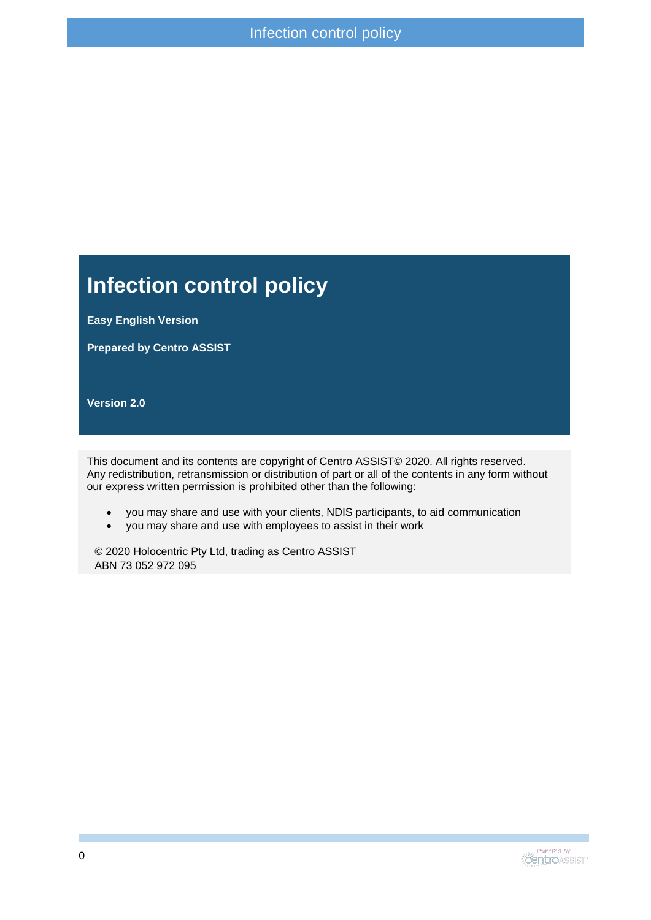# Infection control policy

**Easy English Version**

**Prepared by Centro ASSIST**

**Version 2.0**

This document and its contents are copyright of Centro ASSIST© 2020. All rights reserved. Any redistribution, retransmission or distribution of part or all of the contents in any form without our express written permission is prohibited other than the following:

- you may share and use with your clients, NDIS participants, to aid communication
- you may share and use with employees to assist in their work

© 2020 Holocentric Pty Ltd, trading as Centro ASSIST
ABN 73 052 972 095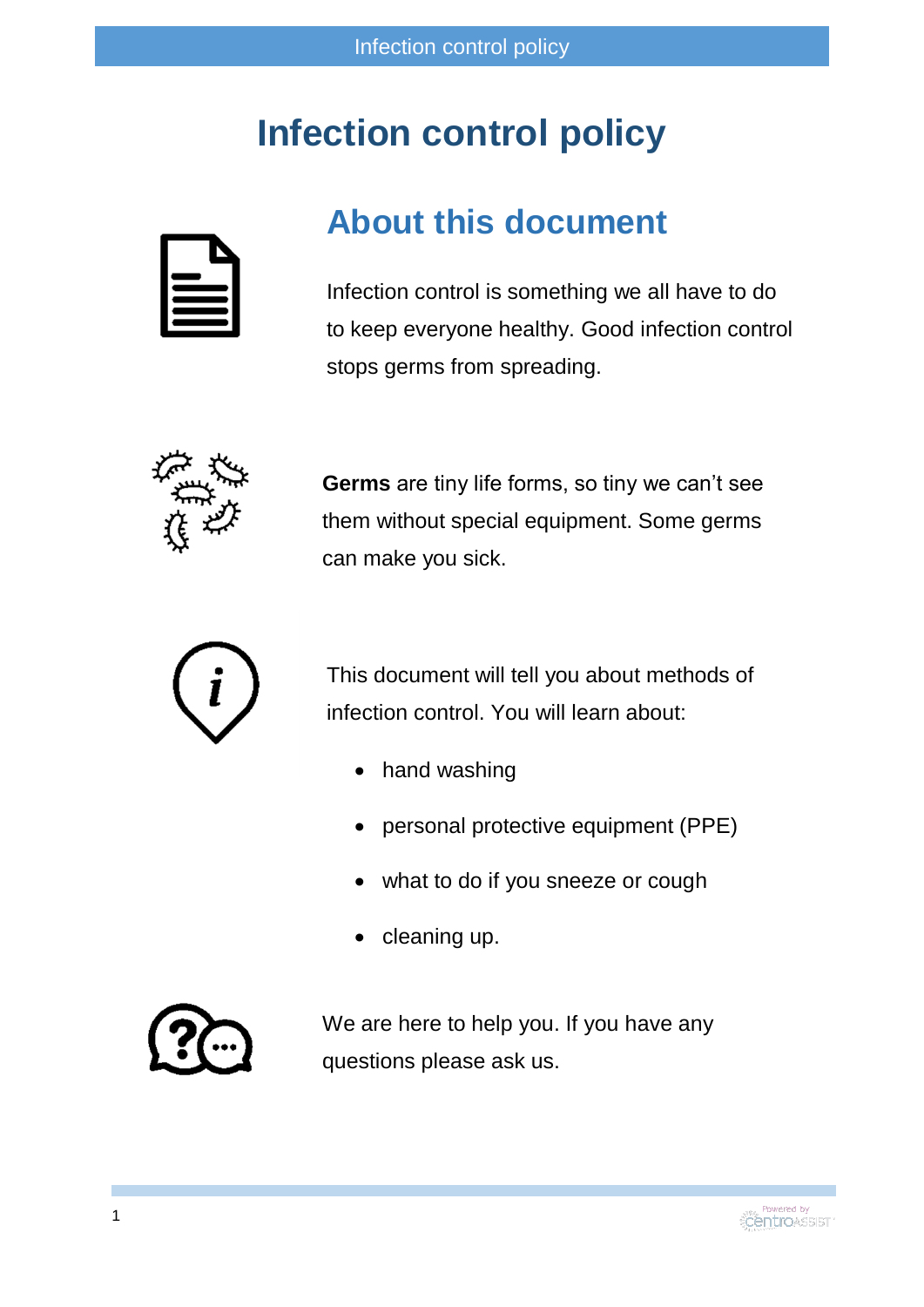# Infection control policy

## About this document

Infection control is something we all have to do to keep everyone healthy. Good infection control stops germs from spreading.

**Germs** are tiny life forms, so tiny we can't see them without special equipment. Some germs can make you sick.

This document will tell you about methods of infection control. You will learn about:

- hand washing
- personal protective equipment (PPE)
- what to do if you sneeze or cough
- cleaning up.

We are here to help you. If you have any questions please ask us.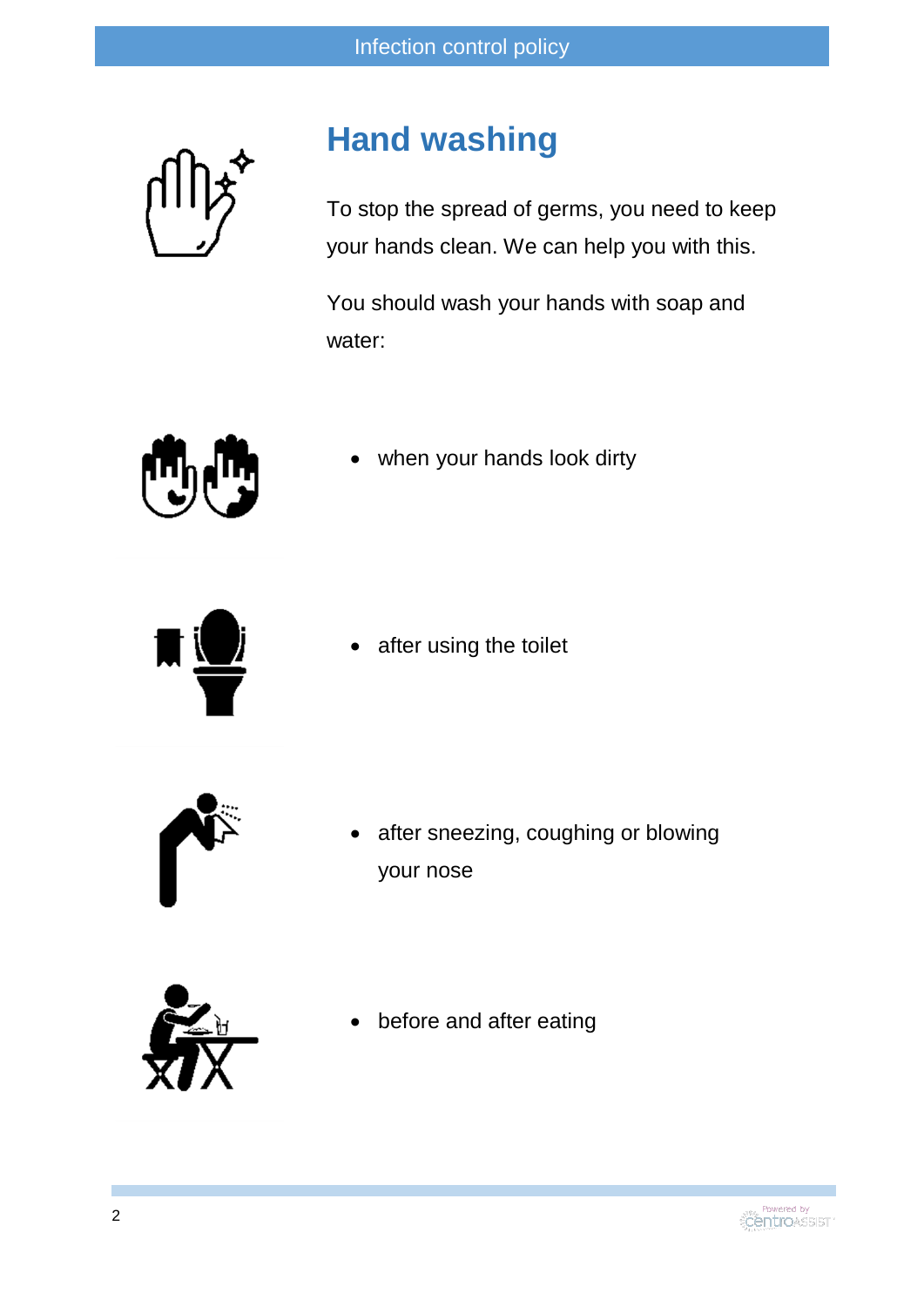# Hand washing

To stop the spread of germs, you need to keep your hands clean. We can help you with this.

You should wash your hands with soap and water:

- when your hands look dirty
- after using the toilet
- after sneezing, coughing or blowing your nose
- before and after eating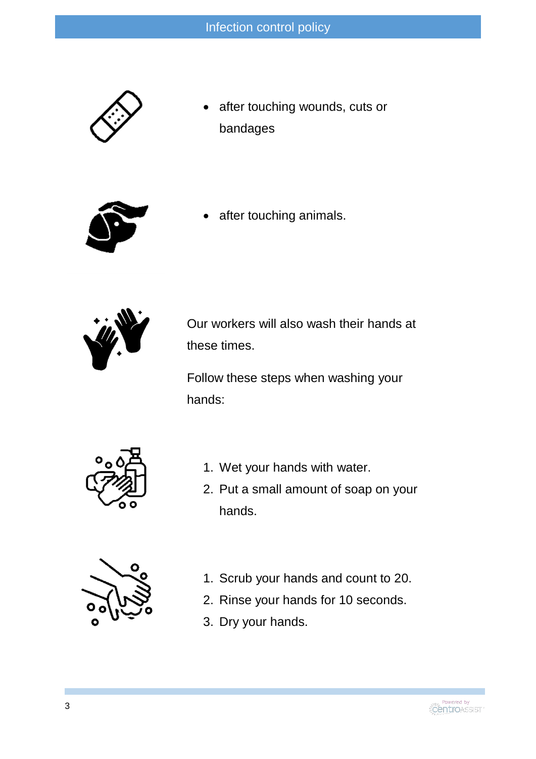- after touching wounds, cuts or bandages

- after touching animals.

Our workers will also wash their hands at these times.

Follow these steps when washing your hands:

1. Wet your hands with water.
2. Put a small amount of soap on your hands.

1. Scrub your hands and count to 20.
2. Rinse your hands for 10 seconds.
3. Dry your hands.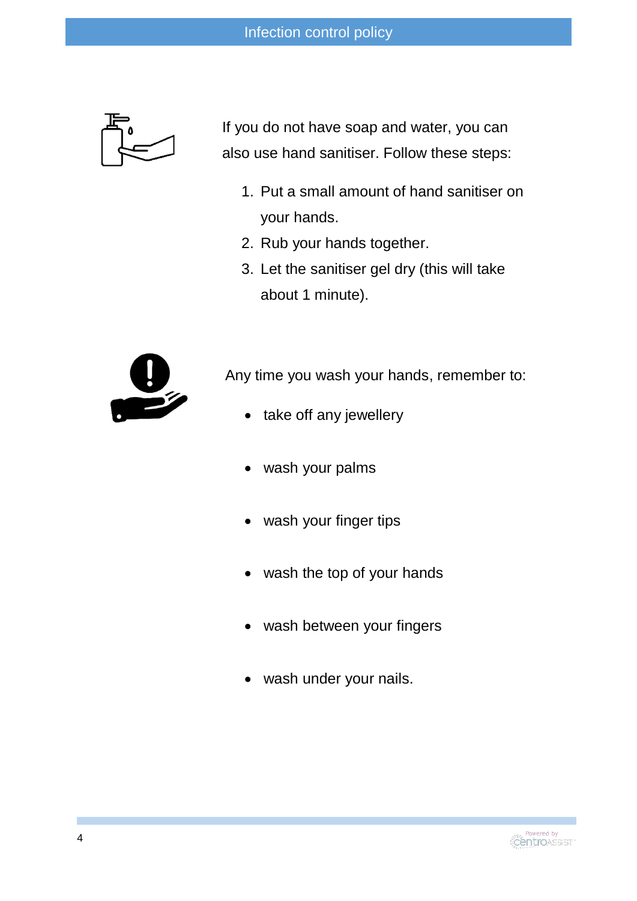If you do not have soap and water, you can also use hand sanitiser. Follow these steps:

1. Put a small amount of hand sanitiser on your hands.
2. Rub your hands together.
3. Let the sanitiser gel dry (this will take about 1 minute).

Any time you wash your hands, remember to:

- take off any jewellery
- wash your palms
- wash your finger tips
- wash the top of your hands
- wash between your fingers
- wash under your nails.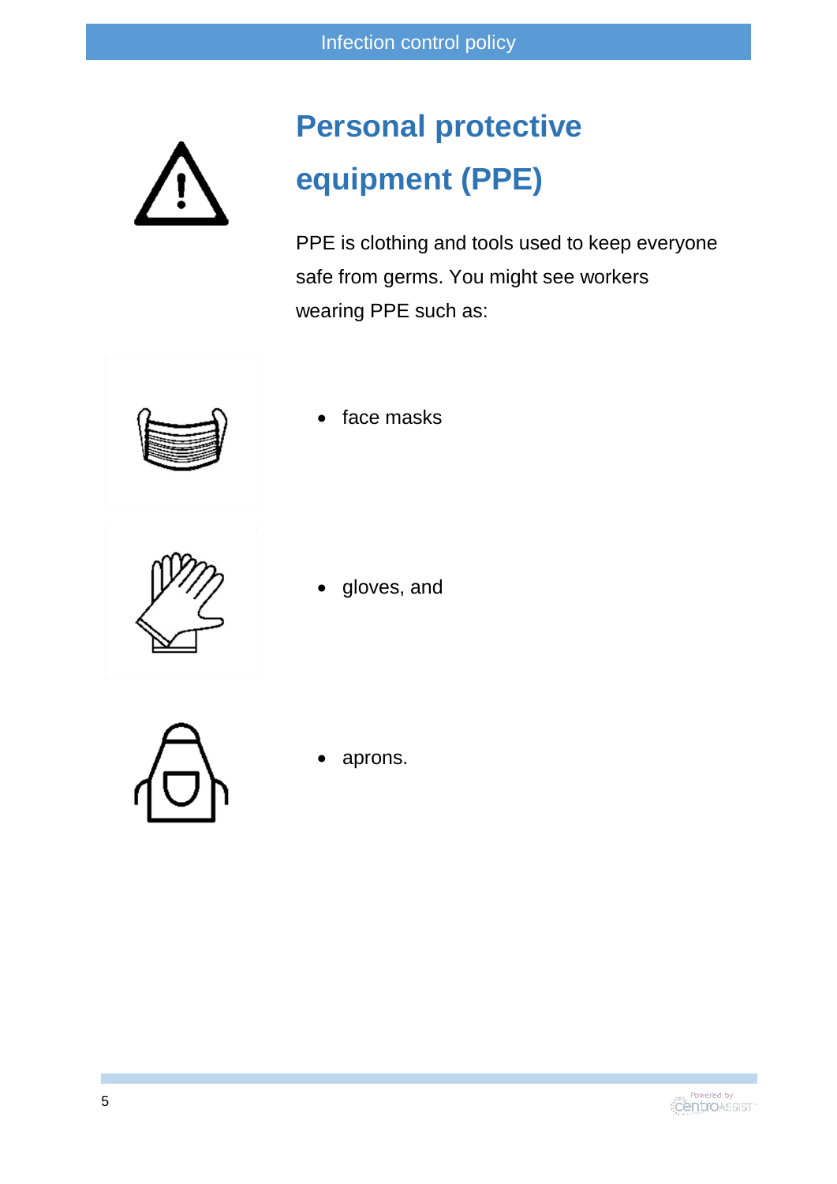# Personal protective equipment (PPE)

PPE is clothing and tools used to keep everyone safe from germs. You might see workers wearing PPE such as:

- face masks
- gloves, and
- aprons.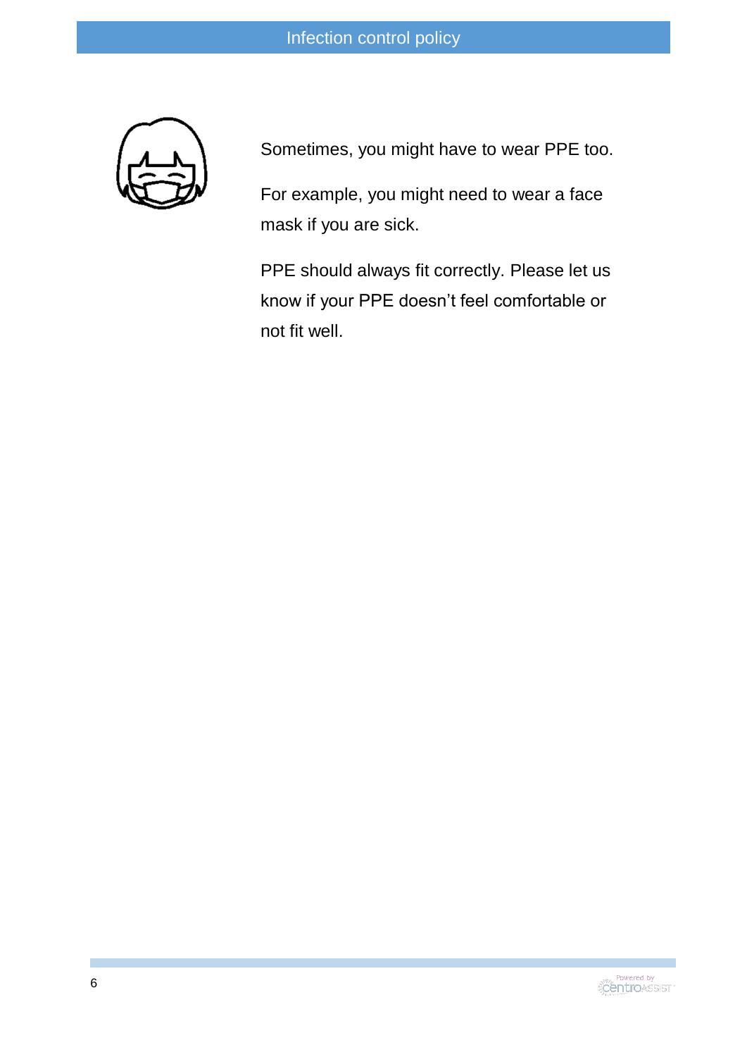Sometimes, you might have to wear PPE too.

For example, you might need to wear a face mask if you are sick.

PPE should always fit correctly. Please let us know if your PPE doesn't feel comfortable or not fit well.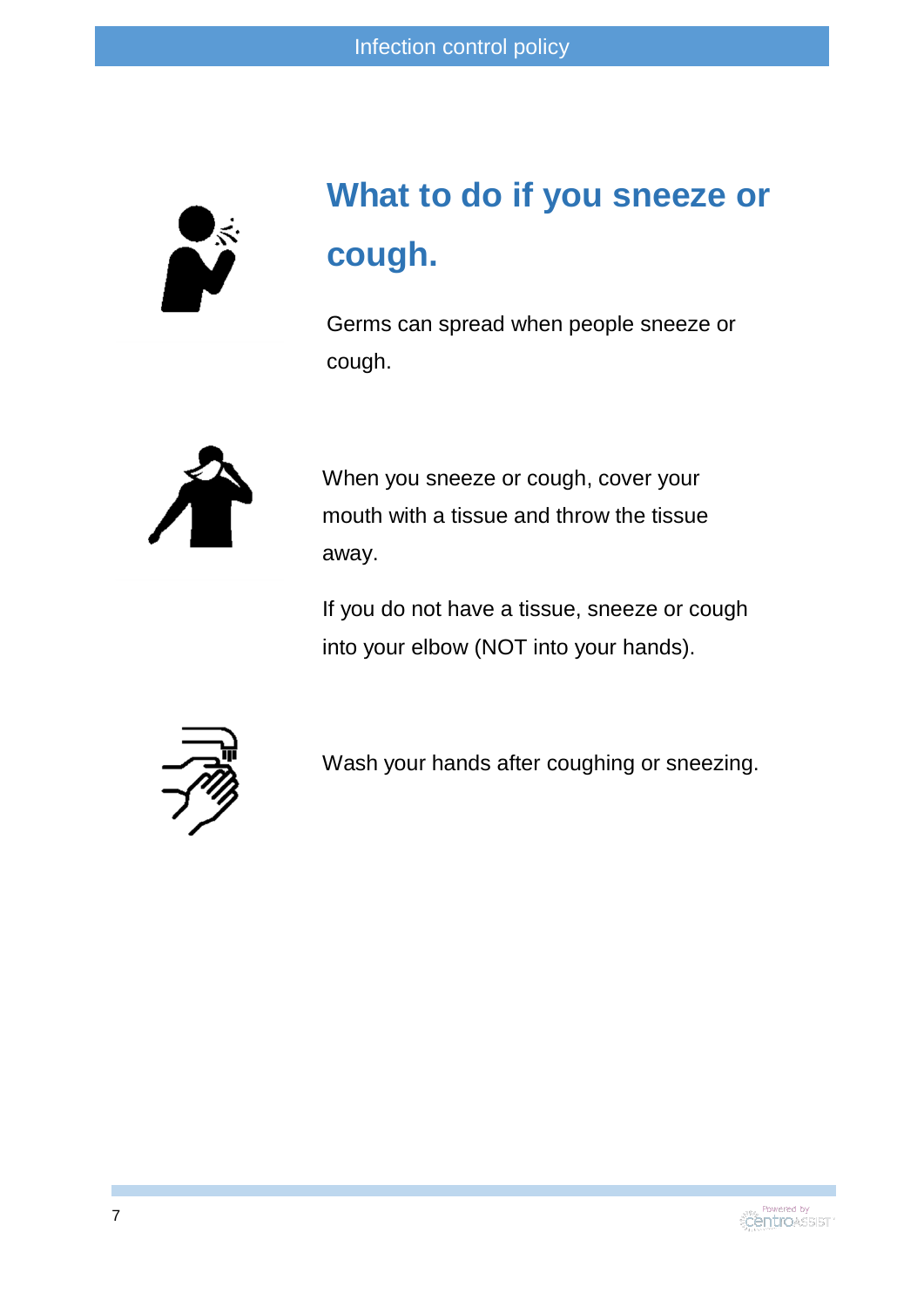# What to do if you sneeze or cough.

Germs can spread when people sneeze or cough.

When you sneeze or cough, cover your mouth with a tissue and throw the tissue away.

If you do not have a tissue, sneeze or cough into your elbow (NOT into your hands).

Wash your hands after coughing or sneezing.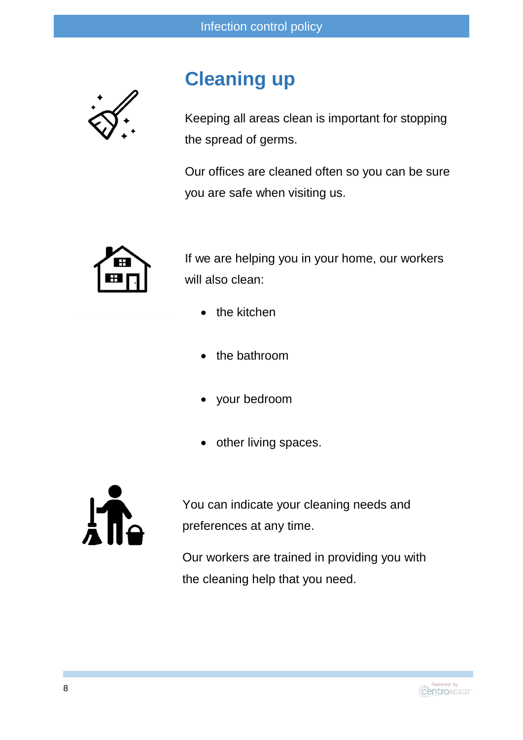# Cleaning up

Keeping all areas clean is important for stopping the spread of germs.

Our offices are cleaned often so you can be sure you are safe when visiting us.

If we are helping you in your home, our workers will also clean:

- the kitchen
- the bathroom
- your bedroom
- other living spaces.

You can indicate your cleaning needs and preferences at any time.

Our workers are trained in providing you with the cleaning help that you need.